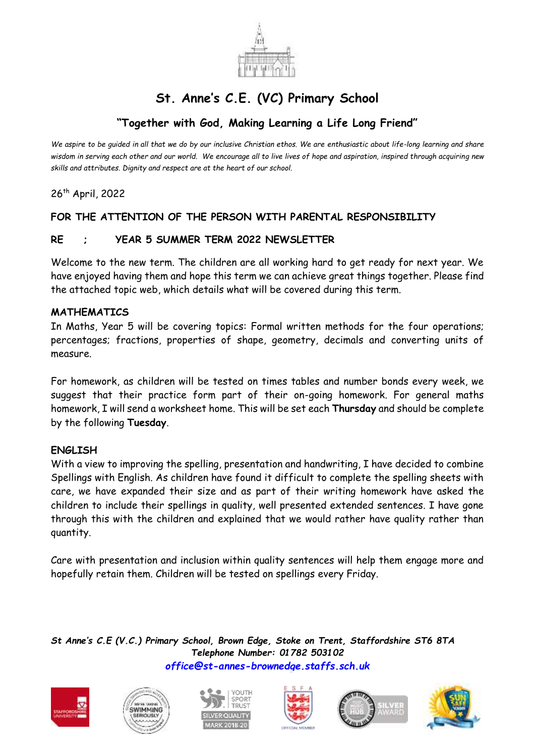# St. Anne's C.E. (VC) Primary School

## "Together with God, Making Learning a Life Long Friend"

*We aspire to be guided in all that we do by our inclusive Christian ethos. We are enthusiastic about life-long learning and share wisdom in serving each other and our world. We encourage all to live lives of hope and aspiration, inspired through acquiring new skills and attributes. Dignity and respect are at the heart of our school.*

26th April, 2022

**FOR THE ATTENTION OF THE PERSON WITH PARENTAL RESPONSIBILITY**

**RE : YEAR 5 SUMMER TERM 2022 NEWSLETTER**

Welcome to the new term. The children are all working hard to get ready for next year. We have enjoyed having them and hope this term we can achieve great things together. Please find the attached topic web, which details what will be covered during this term.

**MATHEMATICS**

In Maths, Year 5 will be covering topics: Formal written methods for the four operations; percentages; fractions, properties of shape, geometry, decimals and converting units of measure.

For homework, as children will be tested on times tables and number bonds every week, we suggest that their practice form part of their on-going homework. For general maths homework, I will send a worksheet home. This will be set each **Thursday** and should be complete by the following **Tuesday**.

**ENGLISH**

With a view to improving the spelling, presentation and handwriting, I have decided to combine Spellings with English. As children have found it difficult to complete the spelling sheets with care, we have expanded their size and as part of their writing homework have asked the children to include their spellings in quality, well presented extended sentences. I have gone through this with the children and explained that we would rather have quality rather than quantity.

Care with presentation and inclusion within quality sentences will help them engage more and hopefully retain them. Children will be tested on spellings every Friday.

***St Anne's C.E (V.C.) Primary School, Brown Edge, Stoke on Trent, Staffordshire ST6 8TA***
***Telephone Number: 01782 503102***
***office@st-annes-brownedge.staffs.sch.uk***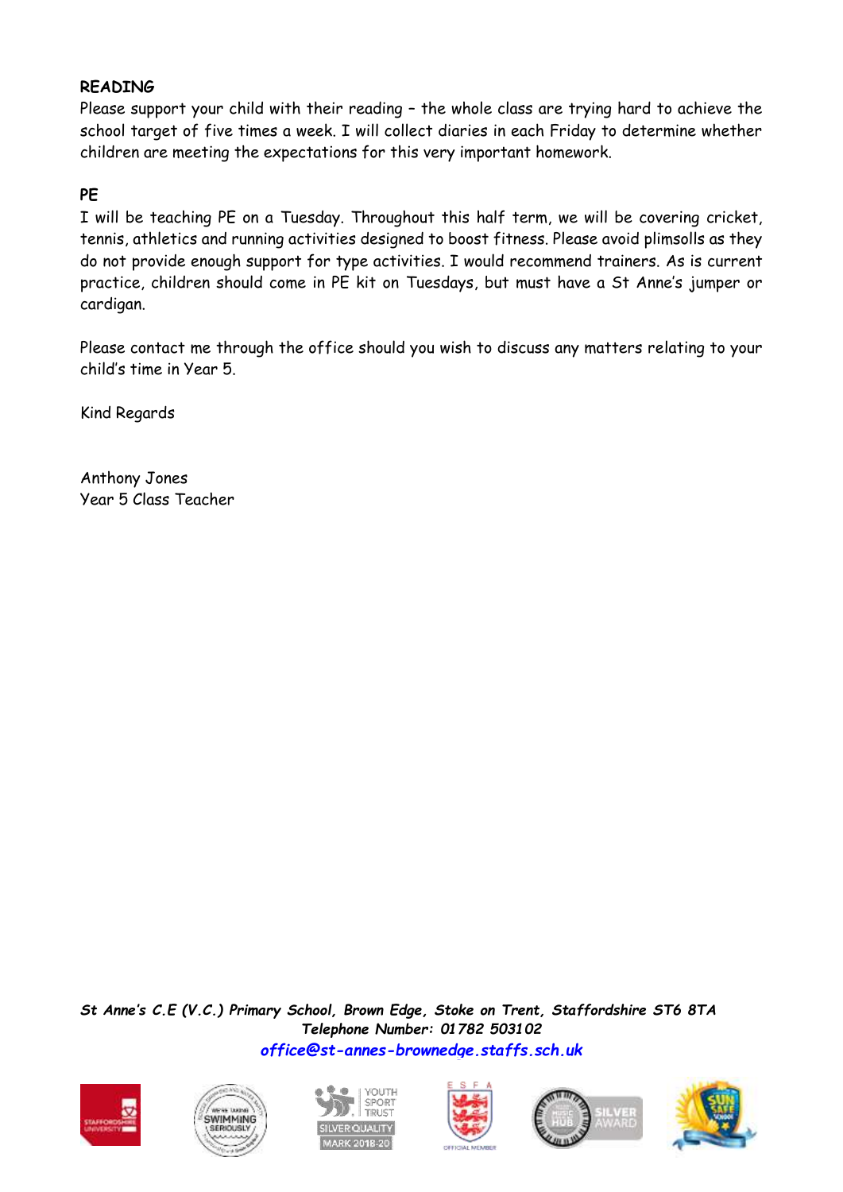**READING**

Please support your child with their reading – the whole class are trying hard to achieve the school target of five times a week. I will collect diaries in each Friday to determine whether children are meeting the expectations for this very important homework.

**PE**

I will be teaching PE on a Tuesday. Throughout this half term, we will be covering cricket, tennis, athletics and running activities designed to boost fitness. Please avoid plimsolls as they do not provide enough support for type activities. I would recommend trainers. As is current practice, children should come in PE kit on Tuesdays, but must have a St Anne's jumper or cardigan.

Please contact me through the office should you wish to discuss any matters relating to your child's time in Year 5.

Kind Regards

Anthony Jones
Year 5 Class Teacher

***St Anne's C.E (V.C.) Primary School, Brown Edge, Stoke on Trent, Staffordshire ST6 8TA***
***Telephone Number: 01782 503102***
***office@st-annes-brownedge.staffs.sch.uk***